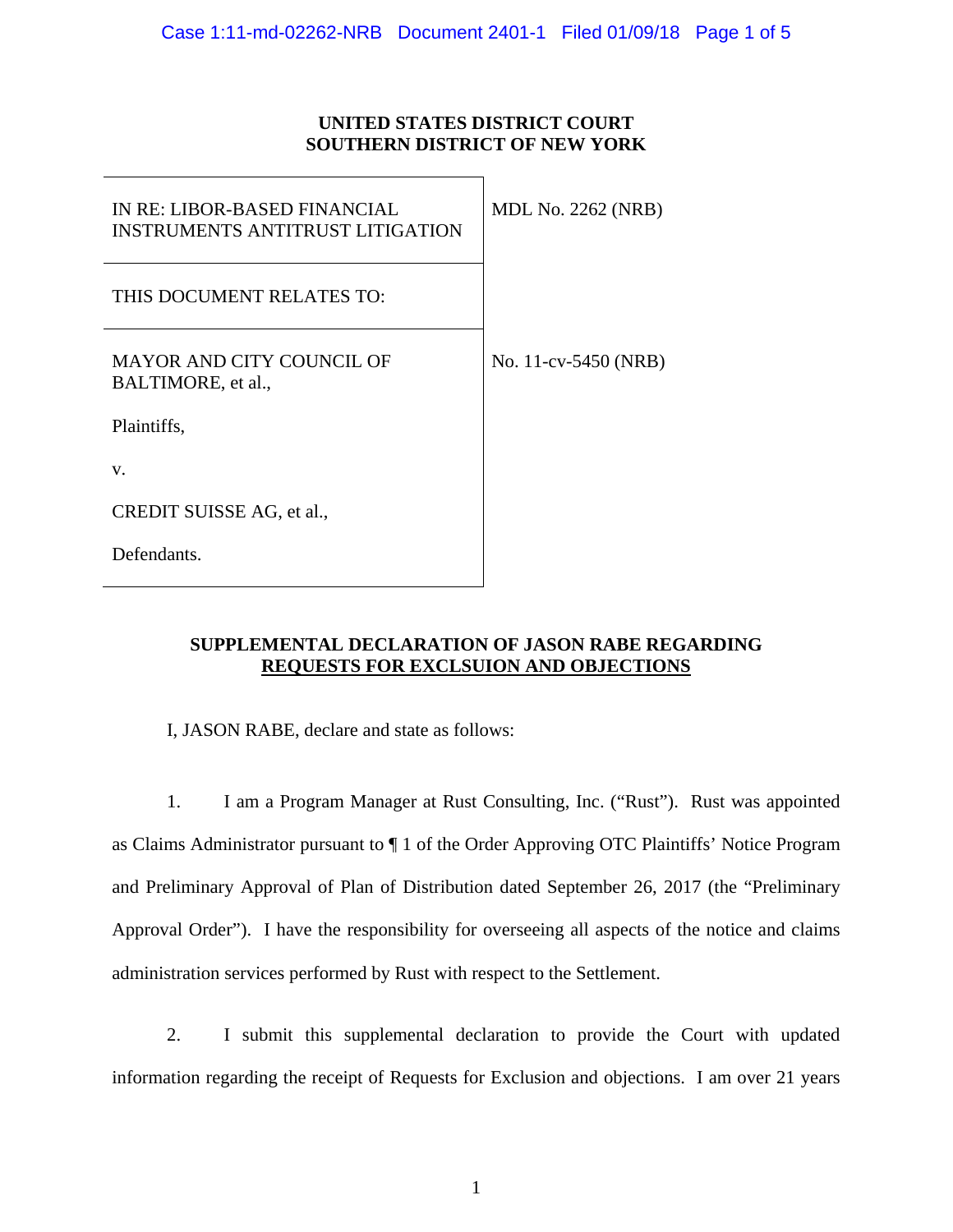**UNITED STATES DISTRICT COURT**
**SOUTHERN DISTRICT OF NEW YORK**

| | |
|---|---|
| IN RE: LIBOR-BASED FINANCIAL INSTRUMENTS ANTITRUST LITIGATION | MDL No. 2262 (NRB) |
| THIS DOCUMENT RELATES TO: | |
| MAYOR AND CITY COUNCIL OF BALTIMORE, et al.,<br><br>Plaintiffs,<br><br>v.<br><br>CREDIT SUISSE AG, et al.,<br><br>Defendants. | No. 11-cv-5450 (NRB) |

**SUPPLEMENTAL DECLARATION OF JASON RABE REGARDING <u>REQUESTS FOR EXCLSUION AND OBJECTIONS</u>**

I, JASON RABE, declare and state as follows:

1. I am a Program Manager at Rust Consulting, Inc. ("Rust"). Rust was appointed as Claims Administrator pursuant to ¶ 1 of the Order Approving OTC Plaintiffs' Notice Program and Preliminary Approval of Plan of Distribution dated September 26, 2017 (the "Preliminary Approval Order"). I have the responsibility for overseeing all aspects of the notice and claims administration services performed by Rust with respect to the Settlement.

2. I submit this supplemental declaration to provide the Court with updated information regarding the receipt of Requests for Exclusion and objections. I am over 21 years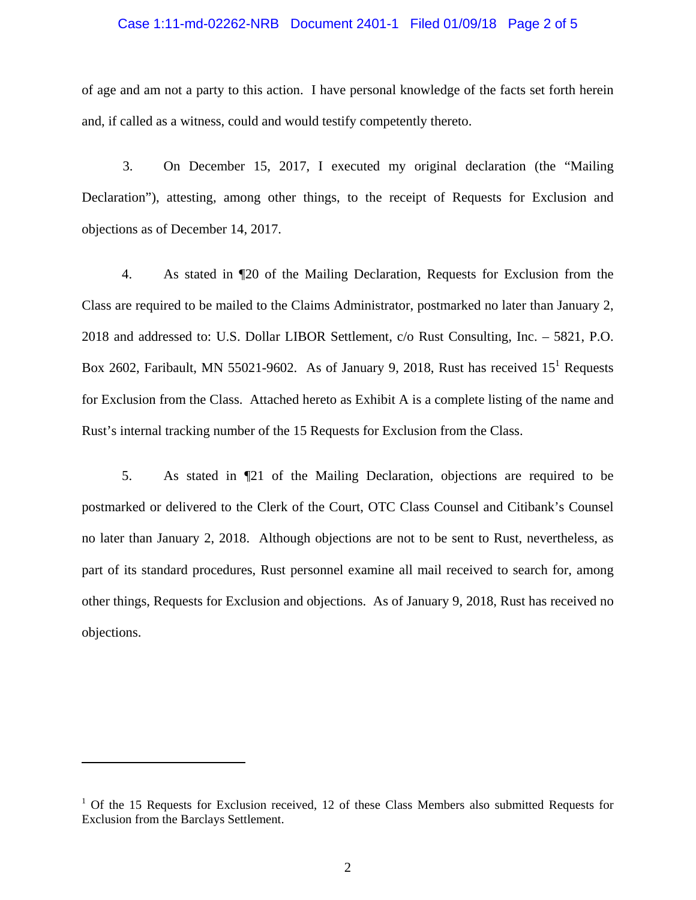of age and am not a party to this action. I have personal knowledge of the facts set forth herein and, if called as a witness, could and would testify competently thereto.

3. On December 15, 2017, I executed my original declaration (the "Mailing Declaration"), attesting, among other things, to the receipt of Requests for Exclusion and objections as of December 14, 2017.

4. As stated in ¶20 of the Mailing Declaration, Requests for Exclusion from the Class are required to be mailed to the Claims Administrator, postmarked no later than January 2, 2018 and addressed to: U.S. Dollar LIBOR Settlement, c/o Rust Consulting, Inc. – 5821, P.O. Box 2602, Faribault, MN 55021-9602. As of January 9, 2018, Rust has received 15[1] Requests for Exclusion from the Class. Attached hereto as Exhibit A is a complete listing of the name and Rust's internal tracking number of the 15 Requests for Exclusion from the Class.

5. As stated in ¶21 of the Mailing Declaration, objections are required to be postmarked or delivered to the Clerk of the Court, OTC Class Counsel and Citibank's Counsel no later than January 2, 2018. Although objections are not to be sent to Rust, nevertheless, as part of its standard procedures, Rust personnel examine all mail received to search for, among other things, Requests for Exclusion and objections. As of January 9, 2018, Rust has received no objections.

---

[1] Of the 15 Requests for Exclusion received, 12 of these Class Members also submitted Requests for Exclusion from the Barclays Settlement.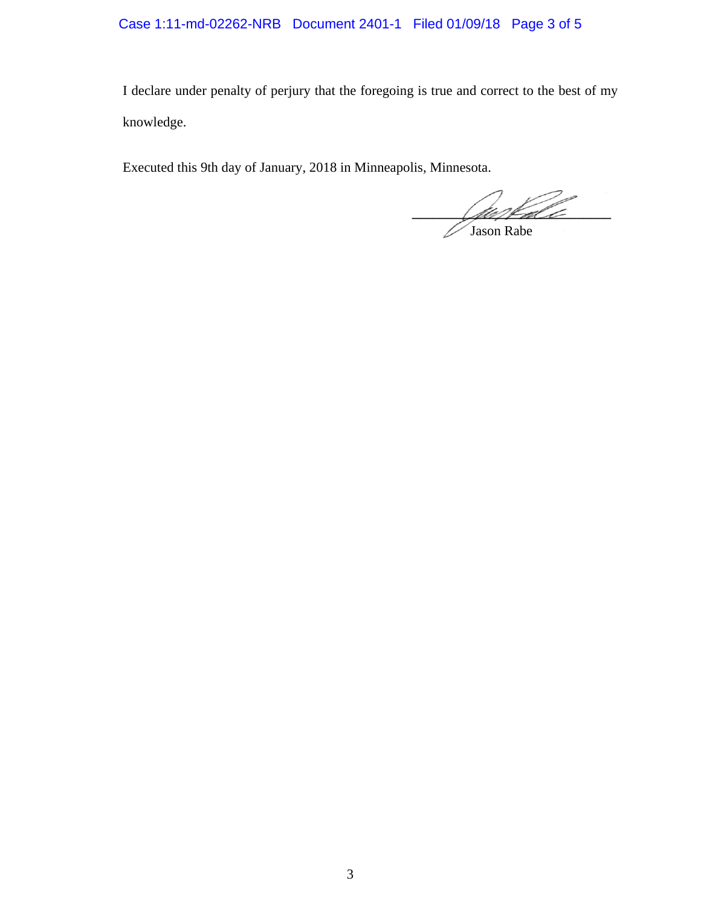I declare under penalty of perjury that the foregoing is true and correct to the best of my knowledge.

Executed this 9th day of January, 2018 in Minneapolis, Minnesota.

\_\_\_\_\_\_\_\_\_\_\_\_\_\_\_\_\_\_\_\_\_\_\_\_\_\_\_\_

Jason Rabe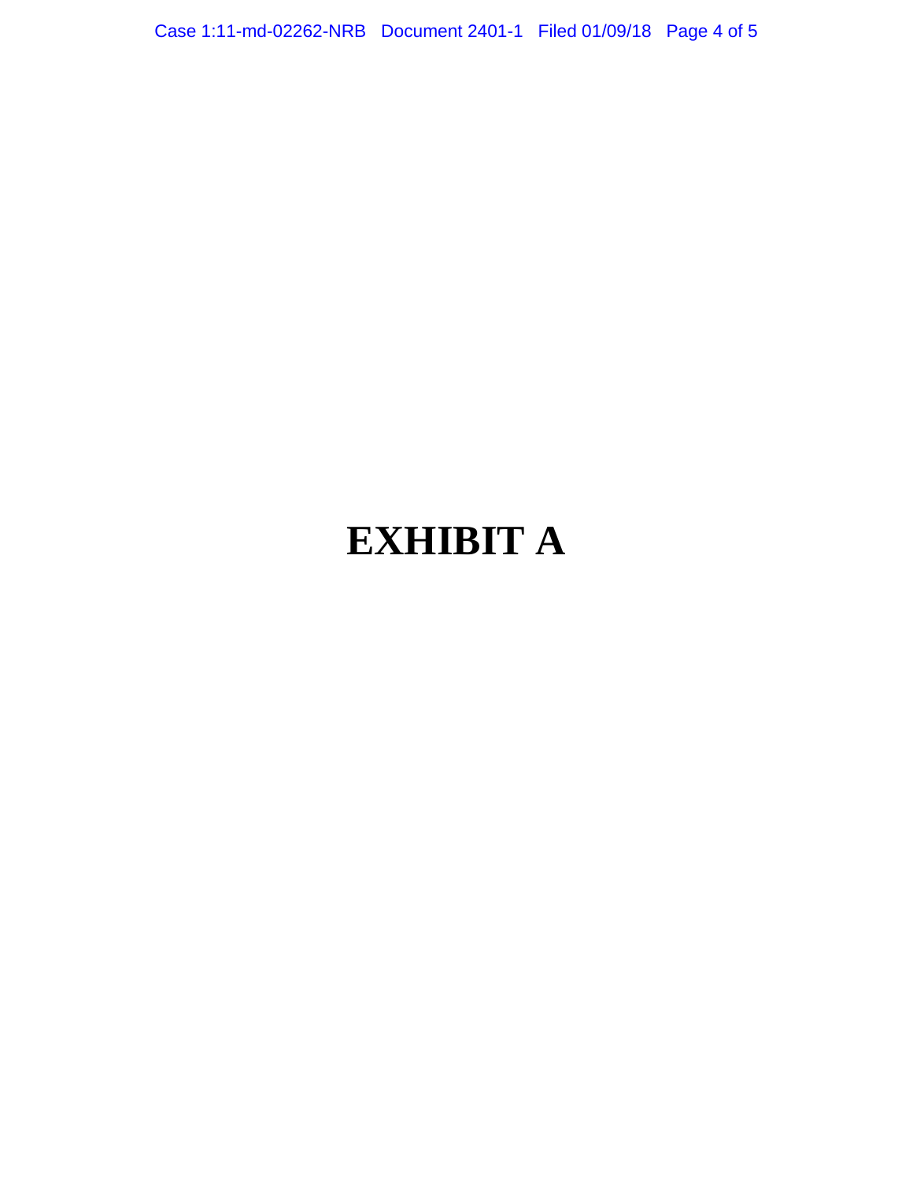# EXHIBIT A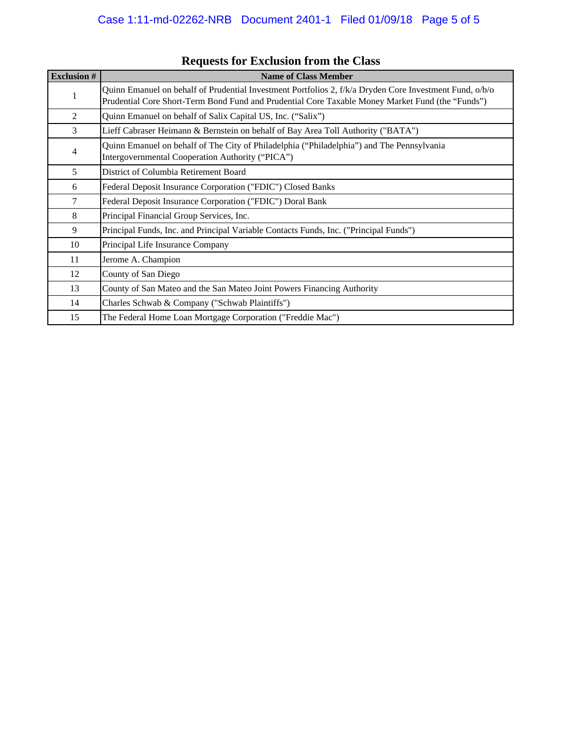## Requests for Exclusion from the Class

| Exclusion # | Name of Class Member |
|---|---|
| 1 | Quinn Emanuel on behalf of Prudential Investment Portfolios 2, f/k/a Dryden Core Investment Fund, o/b/o Prudential Core Short-Term Bond Fund and Prudential Core Taxable Money Market Fund (the "Funds") |
| 2 | Quinn Emanuel on behalf of Salix Capital US, Inc. ("Salix") |
| 3 | Lieff Cabraser Heimann & Bernstein on behalf of Bay Area Toll Authority ("BATA") |
| 4 | Quinn Emanuel on behalf of The City of Philadelphia ("Philadelphia") and The Pennsylvania Intergovernmental Cooperation Authority ("PICA") |
| 5 | District of Columbia Retirement Board |
| 6 | Federal Deposit Insurance Corporation ("FDIC") Closed Banks |
| 7 | Federal Deposit Insurance Corporation ("FDIC") Doral Bank |
| 8 | Principal Financial Group Services, Inc. |
| 9 | Principal Funds, Inc. and Principal Variable Contacts Funds, Inc. ("Principal Funds") |
| 10 | Principal Life Insurance Company |
| 11 | Jerome A. Champion |
| 12 | County of San Diego |
| 13 | County of San Mateo and the San Mateo Joint Powers Financing Authority |
| 14 | Charles Schwab & Company ("Schwab Plaintiffs") |
| 15 | The Federal Home Loan Mortgage Corporation ("Freddie Mac") |